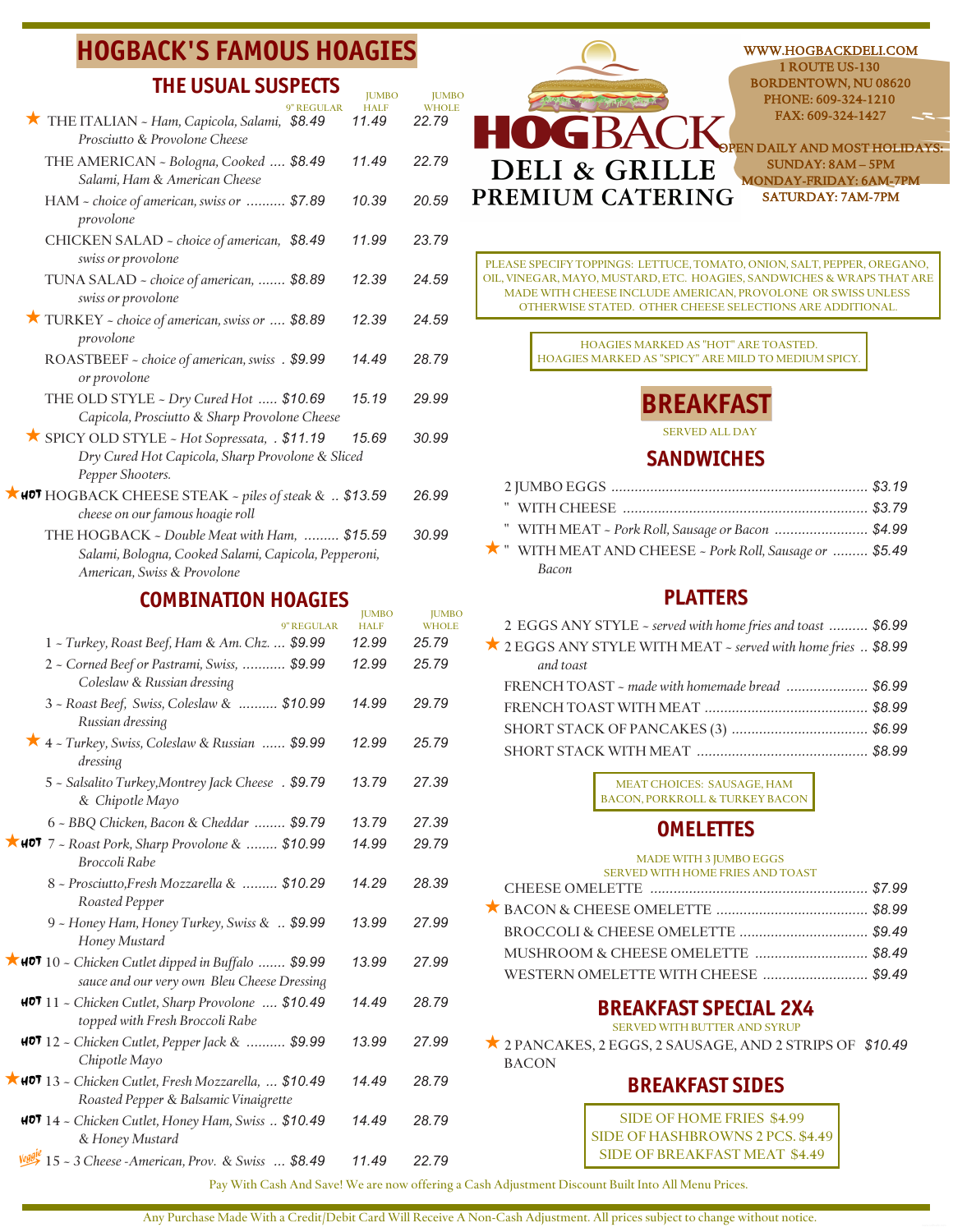# HOGBACK'S FAMOUS HOAGIES

## THE USUAL SUSPECTS

| | 9" REGULAR | JUMBO HALF | JUMBO WHOLE |
|---|---|---|---|
| ★ THE ITALIAN ~ *Ham, Capicola, Salami, Prosciutto & Provolone Cheese* | $8.49 | 11.49 | 22.79 |
| THE AMERICAN ~ *Bologna, Cooked Salami, Ham & American Cheese* | $8.49 | 11.49 | 22.79 |
| HAM ~ *choice of american, swiss or provolone* | $7.89 | 10.39 | 20.59 |
| CHICKEN SALAD ~ *choice of american, swiss or provolone* | $8.49 | 11.99 | 23.79 |
| TUNA SALAD ~ *choice of american, swiss or provolone* | $8.89 | 12.39 | 24.59 |
| ★ TURKEY ~ *choice of american, swiss or provolone* | $8.89 | 12.39 | 24.59 |
| ROASTBEEF ~ *choice of american, swiss or provolone* | $9.99 | 14.49 | 28.79 |
| THE OLD STYLE ~ *Dry Cured Hot Capicola, Prosciutto & Sharp Provolone Cheese* | $10.69 | 15.19 | 29.99 |
| ★ SPICY OLD STYLE ~ *Hot Sopressata, Dry Cured Hot Capicola, Sharp Provolone & Sliced Pepper Shooters.* | $11.19 | 15.69 | 30.99 |
| ★ HOT HOGBACK CHEESE STEAK ~ *piles of steak & cheese on our famous hoagie roll* | $13.59 | 26.99 | |
| THE HOGBACK ~ *Double Meat with Ham, Salami, Bologna, Cooked Salami, Capicola, Pepperoni, American, Swiss & Provolone* | $15.59 | 30.99 | |

## COMBINATION HOAGIES

| | 9" REGULAR | JUMBO HALF | JUMBO WHOLE |
|---|---|---|---|
| 1 ~ *Turkey, Roast Beef, Ham & Am. Chz.* | $9.99 | 12.99 | 25.79 |
| 2 ~ *Corned Beef or Pastrami, Swiss, Coleslaw & Russian dressing* | $9.99 | 12.99 | 25.79 |
| 3 ~ *Roast Beef, Swiss, Coleslaw & Russian dressing* | $10.99 | 14.99 | 29.79 |
| ★ 4 ~ *Turkey, Swiss, Coleslaw & Russian dressing* | $9.99 | 12.99 | 25.79 |
| 5 ~ *Salsalito Turkey, Montrey Jack Cheese & Chipotle Mayo* | $9.79 | 13.79 | 27.39 |
| 6 ~ *BBQ Chicken, Bacon & Cheddar* | $9.79 | 13.79 | 27.39 |
| ★ HOT 7 ~ *Roast Pork, Sharp Provolone & Broccoli Rabe* | $10.99 | 14.99 | 29.79 |
| 8 ~ *Prosciutto, Fresh Mozzarella & Roasted Pepper* | $10.29 | 14.29 | 28.39 |
| 9 ~ *Honey Ham, Honey Turkey, Swiss & Honey Mustard* | $9.99 | 13.99 | 27.99 |
| ★ HOT 10 ~ *Chicken Cutlet dipped in Buffalo sauce and our very own Bleu Cheese Dressing* | $9.99 | 13.99 | 27.99 |
| HOT 11 ~ *Chicken Cutlet, Sharp Provolone topped with Fresh Broccoli Rabe* | $10.49 | 14.49 | 28.79 |
| HOT 12 ~ *Chicken Cutlet, Pepper Jack & Chipotle Mayo* | $9.99 | 13.99 | 27.99 |
| ★ HOT 13 ~ *Chicken Cutlet, Fresh Mozzarella, Roasted Pepper & Balsamic Vinaigrette* | $10.49 | 14.49 | 28.79 |
| HOT 14 ~ *Chicken Cutlet, Honey Ham, Swiss & Honey Mustard* | $10.49 | 14.49 | 28.79 |
| Veggie 15 ~ *3 Cheese - American, Prov. & Swiss* | $8.49 | 11.49 | 22.79 |

# HOGBACK DELI & GRILLE
## PREMIUM CATERING

WWW.HOGBACKDELI.COM
1 ROUTE US-130
BORDENTOWN, NU 08620
PHONE: 609-324-1210
FAX: 609-324-1427

OPEN DAILY AND MOST HOLIDAYS:
SUNDAY: 8AM – 5PM
MONDAY-FRIDAY: 6AM-7PM
SATURDAY: 7AM-7PM

PLEASE SPECIFY TOPPINGS: LETTUCE, TOMATO, ONION, SALT, PEPPER, OREGANO, OIL, VINEGAR, MAYO, MUSTARD, ETC. HOAGIES, SANDWICHES & WRAPS THAT ARE MADE WITH CHEESE INCLUDE AMERICAN, PROVOLONE OR SWISS UNLESS OTHERWISE STATED. OTHER CHEESE SELECTIONS ARE ADDITIONAL.

HOAGIES MARKED AS "HOT" ARE TOASTED.
HOAGIES MARKED AS "SPICY" ARE MILD TO MEDIUM SPICY.

# BREAKFAST

SERVED ALL DAY

## SANDWICHES

| | |
|---|---|
| 2 JUMBO EGGS | $3.19 |
| " WITH CHEESE | $3.79 |
| " WITH MEAT ~ *Pork Roll, Sausage or Bacon* | $4.99 |
| ★ " WITH MEAT AND CHEESE ~ *Pork Roll, Sausage or Bacon* | $5.49 |

## PLATTERS

| | |
|---|---|
| 2 EGGS ANY STYLE ~ *served with home fries and toast* | $6.99 |
| ★ 2 EGGS ANY STYLE WITH MEAT ~ *served with home fries and toast* | $8.99 |
| FRENCH TOAST ~ *made with homemade bread* | $6.99 |
| FRENCH TOAST WITH MEAT | $8.99 |
| SHORT STACK OF PANCAKES (3) | $6.99 |
| SHORT STACK WITH MEAT | $8.99 |

MEAT CHOICES: SAUSAGE, HAM BACON, PORKROLL & TURKEY BACON

## OMELETTES

MADE WITH 3 JUMBO EGGS
SERVED WITH HOME FRIES AND TOAST

| | |
|---|---|
| CHEESE OMELETTE | $7.99 |
| ★ BACON & CHEESE OMELETTE | $8.99 |
| BROCCOLI & CHEESE OMELETTE | $9.49 |
| MUSHROOM & CHEESE OMELETTE | $8.49 |
| WESTERN OMELETTE WITH CHEESE | $9.49 |

## BREAKFAST SPECIAL 2X4

SERVED WITH BUTTER AND SYRUP

★ 2 PANCAKES, 2 EGGS, 2 SAUSAGE, AND 2 STRIPS OF BACON $10.49

## BREAKFAST SIDES

SIDE OF HOME FRIES $4.99
SIDE OF HASHBROWNS 2 PCS. $4.49
SIDE OF BREAKFAST MEAT $4.49

Pay With Cash And Save! We are now offering a Cash Adjustment Discount Built Into All Menu Prices.

Any Purchase Made With a Credit/Debit Card Will Receive A Non-Cash Adjustment. All prices subject to change without notice.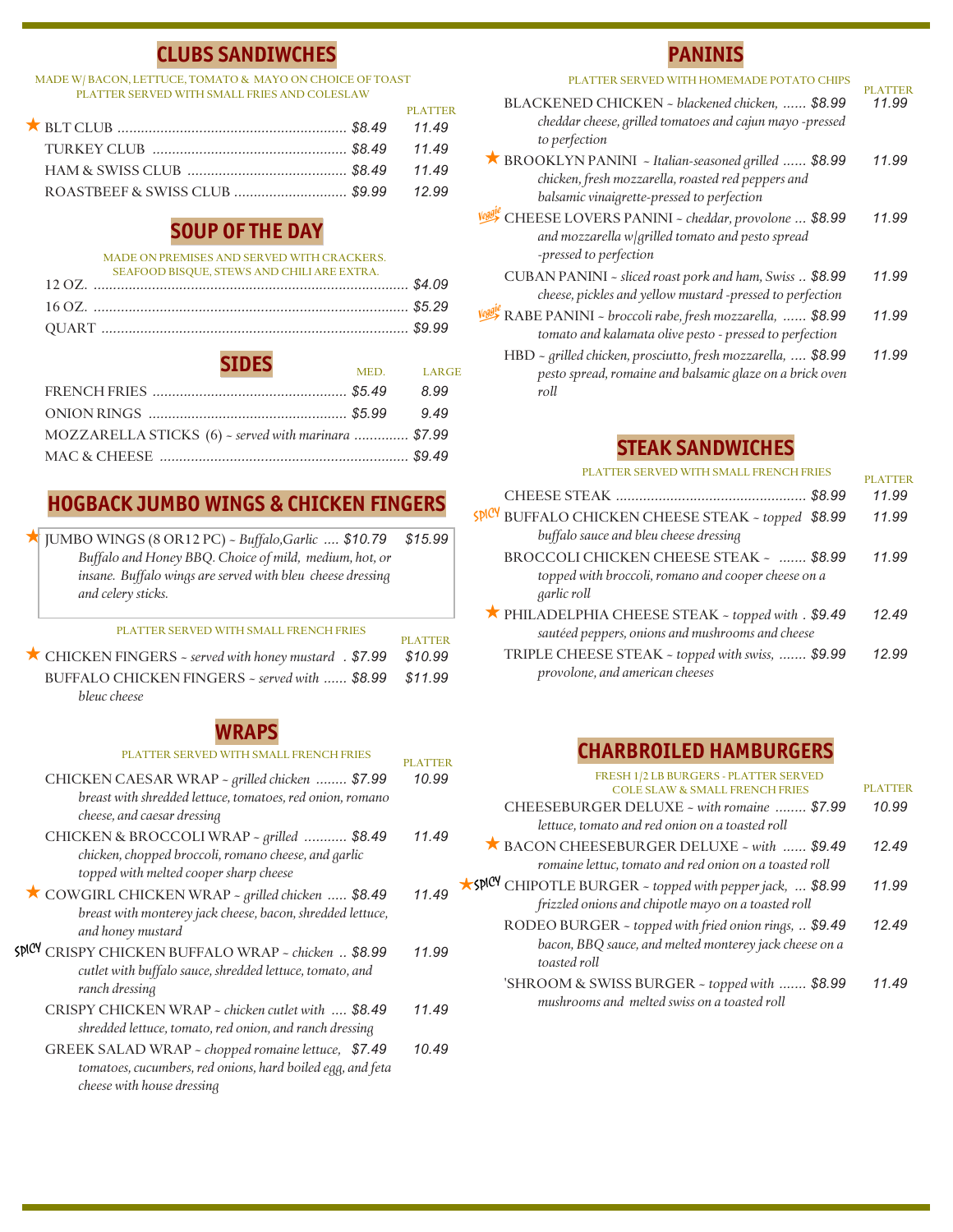## CLUBS SANDIWCHES

MADE W/ BACON, LETTUCE, TOMATO & MAYO ON CHOICE OF TOAST
PLATTER SERVED WITH SMALL FRIES AND COLESLAW

| | | PLATTER |
|---|---|---|
| ★ BLT CLUB | $8.49 | 11.49 |
| TURKEY CLUB | $8.49 | 11.49 |
| HAM & SWISS CLUB | $8.49 | 11.49 |
| ROASTBEEF & SWISS CLUB | $9.99 | 12.99 |

## SOUP OF THE DAY

MADE ON PREMISES AND SERVED WITH CRACKERS.
SEAFOOD BISQUE, STEWS AND CHILI ARE EXTRA.

| | |
|---|---|
| 12 OZ. | $4.09 |
| 16 OZ. | $5.29 |
| QUART | $9.99 |

## SIDES

| | MED. | LARGE |
|---|---|---|
| FRENCH FRIES | $5.49 | 8.99 |
| ONION RINGS | $5.99 | 9.49 |
| MOZZARELLA STICKS (6) ~ *served with marinara* | | $7.99 |
| MAC & CHEESE | | $9.49 |

## HOGBACK JUMBO WINGS & CHICKEN FINGERS

★ JUMBO WINGS (8 OR12 PC) ~ *Buffalo,Garlic Buffalo and Honey BBQ. Choice of mild, medium, hot, or insane. Buffalo wings are served with bleu cheese dressing and celery sticks.* .... $10.79 | $15.99

PLATTER SERVED WITH SMALL FRENCH FRIES

| | | PLATTER |
|---|---|---|
| ★ CHICKEN FINGERS ~ *served with honey mustard* | $7.99 | $10.99 |
| BUFFALO CHICKEN FINGERS ~ *served with bleuc cheese* | $8.99 | $11.99 |

## WRAPS

PLATTER SERVED WITH SMALL FRENCH FRIES

| | | PLATTER |
|---|---|---|
| CHICKEN CAESAR WRAP ~ *grilled chicken breast with shredded lettuce, tomatoes, red onion, romano cheese, and caesar dressing* | $7.99 | 10.99 |
| CHICKEN & BROCCOLI WRAP ~ *grilled chicken, chopped broccoli, romano cheese, and garlic topped with melted cooper sharp cheese* | $8.49 | 11.49 |
| ★ COWGIRL CHICKEN WRAP ~ *grilled chicken breast with monterey jack cheese, bacon, shredded lettuce, and honey mustard* | $8.49 | 11.49 |
| SPICY CRISPY CHICKEN BUFFALO WRAP ~ *chicken cutlet with buffalo sauce, shredded lettuce, tomato, and ranch dressing* | $8.99 | 11.99 |
| CRISPY CHICKEN WRAP ~ *chicken cutlet with shredded lettuce, tomato, red onion, and ranch dressing* | $8.49 | 11.49 |
| GREEK SALAD WRAP ~ *chopped romaine lettuce, tomatoes, cucumbers, red onions, hard boiled egg, and feta cheese with house dressing* | $7.49 | 10.49 |

## PANINIS

PLATTER SERVED WITH HOMEMADE POTATO CHIPS

| | | PLATTER |
|---|---|---|
| BLACKENED CHICKEN ~ *blackened chicken, cheddar cheese, grilled tomatoes and cajun mayo -pressed to perfection* | $8.99 | 11.99 |
| ★ BROOKLYN PANINI ~ *Italian-seasoned grilled chicken, fresh mozzarella, roasted red peppers and balsamic vinaigrette-pressed to perfection* | $8.99 | 11.99 |
| Veggie CHEESE LOVERS PANINI ~ *cheddar, provolone and mozzarella w/grilled tomato and pesto spread -pressed to perfection* | $8.99 | 11.99 |
| CUBAN PANINI ~ *sliced roast pork and ham, Swiss cheese, pickles and yellow mustard -pressed to perfection* | $8.99 | 11.99 |
| Veggie RABE PANINI ~ *broccoli rabe, fresh mozzarella, tomato and kalamata olive pesto - pressed to perfection* | $8.99 | 11.99 |
| HBD ~ *grilled chicken, prosciutto, fresh mozzarella, pesto spread, romaine and balsamic glaze on a brick oven roll* | $8.99 | 11.99 |

## STEAK SANDWICHES

PLATTER SERVED WITH SMALL FRENCH FRIES

| | | PLATTER |
|---|---|---|
| CHEESE STEAK | $8.99 | 11.99 |
| SPICY BUFFALO CHICKEN CHEESE STEAK ~ *topped buffalo sauce and bleu cheese dressing* | $8.99 | 11.99 |
| BROCCOLI CHICKEN CHEESE STEAK ~ *topped with broccoli, romano and cooper cheese on a garlic roll* | $8.99 | 11.99 |
| ★ PHILADELPHIA CHEESE STEAK ~ *topped with sautéed peppers, onions and mushrooms and cheese* | $9.49 | 12.49 |
| TRIPLE CHEESE STEAK ~ *topped with swiss, provolone, and american cheeses* | $9.99 | 12.99 |

## CHARBROILED HAMBURGERS

FRESH 1/2 LB BURGERS - PLATTER SERVED
COLE SLAW & SMALL FRENCH FRIES

| | | PLATTER |
|---|---|---|
| CHEESEBURGER DELUXE ~ *with romaine lettuce, tomato and red onion on a toasted roll* | $7.99 | 10.99 |
| ★ BACON CHEESEBURGER DELUXE ~ *with romaine lettuc, tomato and red onion on a toasted roll* | $9.49 | 12.49 |
| ★ SPICY CHIPOTLE BURGER ~ *topped with pepper jack, frizzled onions and chipotle mayo on a toasted roll* | $8.99 | 11.99 |
| RODEO BURGER ~ *topped with fried onion rings, bacon, BBQ sauce, and melted monterey jack cheese on a toasted roll* | $9.49 | 12.49 |
| 'SHROOM & SWISS BURGER ~ *topped with mushrooms and melted swiss on a toasted roll* | $8.99 | 11.49 |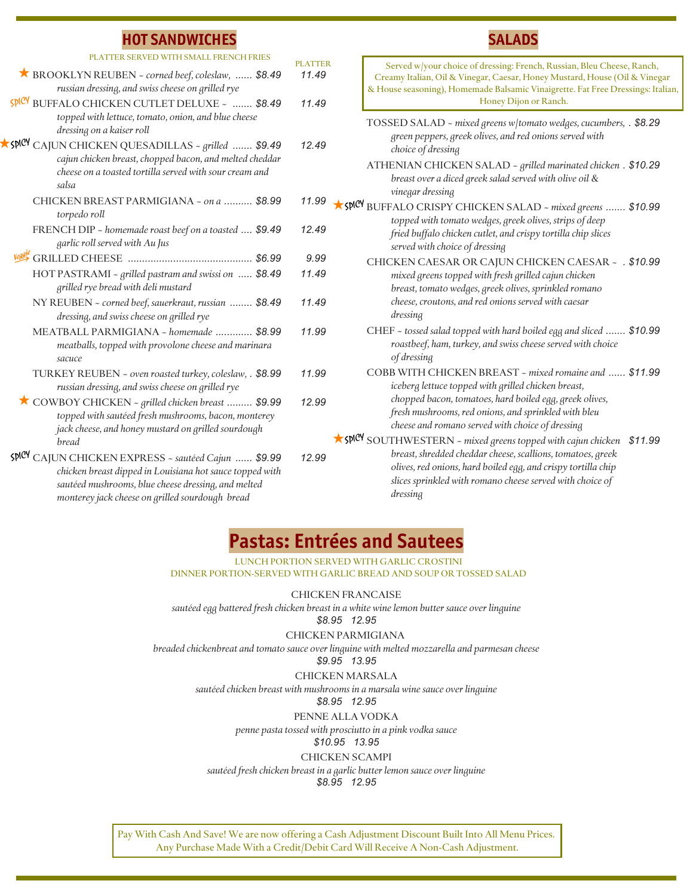## HOT SANDWICHES

PLATTER SERVED WITH SMALL FRENCH FRIES

| | | PLATTER |
|---|---|---|
| ★ BROOKLYN REUBEN ~ *corned beef, coleslaw, russian dressing, and swiss cheese on grilled rye* | $8.49 | 11.49 |
| SPICY BUFFALO CHICKEN CUTLET DELUXE ~ *topped with lettuce, tomato, onion, and blue cheese dressing on a kaiser roll* | $8.49 | 11.49 |
| ★ SPICY CAJUN CHICKEN QUESADILLAS ~ *grilled cajun chicken breast, chopped bacon, and melted cheddar cheese on a toasted tortilla served with sour cream and salsa* | $9.49 | 12.49 |
| CHICKEN BREAST PARMIGIANA ~ *on a torpedo roll* | $8.99 | 11.99 |
| FRENCH DIP ~ *homemade roast beef on a toasted garlic roll served with Au Jus* | $9.49 | 12.49 |
| Veggie GRILLED CHEESE | $6.99 | 9.99 |
| HOT PASTRAMI ~ *grilled pastram and swissi on grilled rye bread with deli mustard* | $8.49 | 11.49 |
| NY REUBEN ~ *corned beef, sauerkraut, russian dressing, and swiss cheese on grilled rye* | $8.49 | 11.49 |
| MEATBALL PARMIGIANA ~ *homemade meatballs, topped with provolone cheese and marinara sacuce* | $8.99 | 11.99 |
| TURKEY REUBEN ~ *oven roasted turkey, coleslaw, russian dressing, and swiss cheese on grilled rye* | $8.99 | 11.99 |
| ★ COWBOY CHICKEN ~ *grilled chicken breast topped with sautéed fresh mushrooms, bacon, monterey jack cheese, and honey mustard on grilled sourdough bread* | $9.99 | 12.99 |
| SPICY CAJUN CHICKEN EXPRESS ~ *sautéed Cajun chicken breast dipped in Louisiana hot sauce topped with sautéed mushrooms, blue cheese dressing, and melted monterey jack cheese on grilled sourdough bread* | $9.99 | 12.99 |

## SALADS

Served w/your choice of dressing: French, Russian, Bleu Cheese, Ranch, Creamy Italian, Oil & Vinegar, Caesar, Honey Mustard, House (Oil & Vinegar & House seasoning), Homemade Balsamic Vinaigrette. Fat Free Dressings: Italian, Honey Dijon or Ranch.

TOSSED SALAD ~ *mixed greens w/tomato wedges, cucumbers, green peppers, greek olives, and red onions served with choice of dressing* . $8.29

ATHENIAN CHICKEN SALAD ~ *grilled marinated chicken breast over a diced greek salad served with olive oil & vinegar dressing* . $10.29

★ SPICY BUFFALO CRISPY CHICKEN SALAD ~ *mixed greens topped with tomato wedges, greek olives, strips of deep fried buffalo chicken cutlet, and crispy tortilla chip slices served with choice of dressing* ....... $10.99

CHICKEN CAESAR OR CAJUN CHICKEN CAESAR ~ *mixed greens topped with fresh grilled cajun chicken breast, tomato wedges, greek olives, sprinkled romano cheese, croutons, and red onions served with caesar dressing* . $10.99

CHEF ~ *tossed salad topped with hard boiled egg and sliced roastbeef, ham, turkey, and swiss cheese served with choice of dressing* ....... $10.99

COBB WITH CHICKEN BREAST ~ *mixed romaine and iceberg lettuce topped with grilled chicken breast, chopped bacon, tomatoes, hard boiled egg, greek olives, fresh mushrooms, red onions, and sprinkled with bleu cheese and romano served with choice of dressing* ...... $11.99

★ SPICY SOUTHWESTERN ~ *mixed greens topped with cajun chicken breast, shredded cheddar cheese, scallions, tomatoes, greek olives, red onions, hard boiled egg, and crispy tortilla chip slices sprinkled with romano cheese served with choice of dressing* $11.99

## Pastas: Entrées and Sautees

LUNCH PORTION SERVED WITH GARLIC CROSTINI
DINNER PORTION-SERVED WITH GARLIC BREAD AND SOUP OR TOSSED SALAD

CHICKEN FRANCAISE
*sautéed egg battered fresh chicken breast in a white wine lemon butter sauce over linguine*
$8.95 12.95

CHICKEN PARMIGIANA
*breaded chickenbreat and tomato sauce over linguine with melted mozzarella and parmesan cheese*
$9.95 13.95

CHICKEN MARSALA
*sautéed chicken breast with mushrooms in a marsala wine sauce over linguine*
$8.95 12.95

PENNE ALLA VODKA
*penne pasta tossed with prosciutto in a pink vodka sauce*
$10.95 13.95

CHICKEN SCAMPI
*sautéed fresh chicken breast in a garlic butter lemon sauce over linguine*
$8.95 12.95

Pay With Cash And Save! We are now offering a Cash Adjustment Discount Built Into All Menu Prices. Any Purchase Made With a Credit/Debit Card Will Receive A Non-Cash Adjustment.